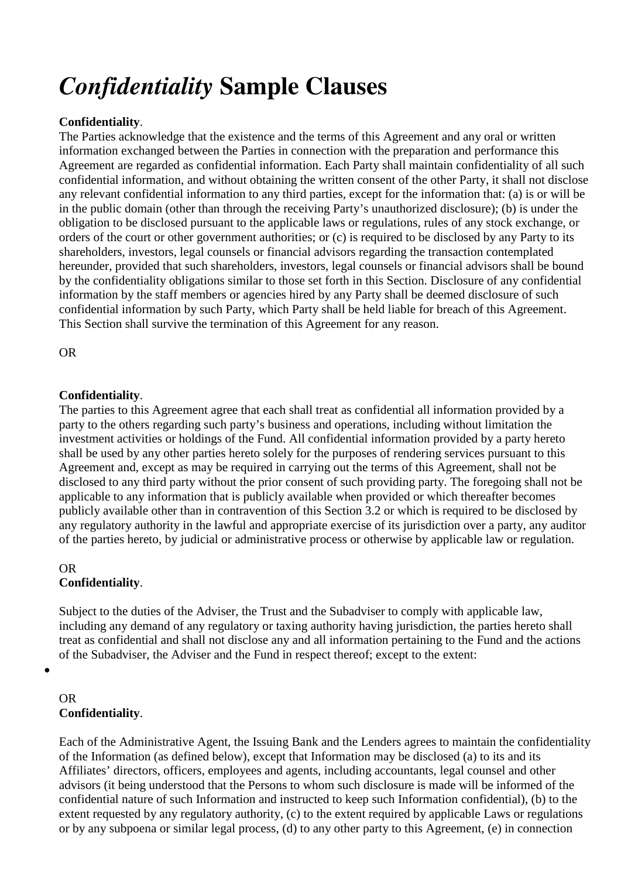# *Confidentiality* Sample Clauses

**Confidentiality**.

The Parties acknowledge that the existence and the terms of this Agreement and any oral or written information exchanged between the Parties in connection with the preparation and performance this Agreement are regarded as confidential information. Each Party shall maintain confidentiality of all such confidential information, and without obtaining the written consent of the other Party, it shall not disclose any relevant confidential information to any third parties, except for the information that: (a) is or will be in the public domain (other than through the receiving Party's unauthorized disclosure); (b) is under the obligation to be disclosed pursuant to the applicable laws or regulations, rules of any stock exchange, or orders of the court or other government authorities; or (c) is required to be disclosed by any Party to its shareholders, investors, legal counsels or financial advisors regarding the transaction contemplated hereunder, provided that such shareholders, investors, legal counsels or financial advisors shall be bound by the confidentiality obligations similar to those set forth in this Section. Disclosure of any confidential information by the staff members or agencies hired by any Party shall be deemed disclosure of such confidential information by such Party, which Party shall be held liable for breach of this Agreement. This Section shall survive the termination of this Agreement for any reason.

OR

**Confidentiality**.

The parties to this Agreement agree that each shall treat as confidential all information provided by a party to the others regarding such party's business and operations, including without limitation the investment activities or holdings of the Fund. All confidential information provided by a party hereto shall be used by any other parties hereto solely for the purposes of rendering services pursuant to this Agreement and, except as may be required in carrying out the terms of this Agreement, shall not be disclosed to any third party without the prior consent of such providing party. The foregoing shall not be applicable to any information that is publicly available when provided or which thereafter becomes publicly available other than in contravention of this Section 3.2 or which is required to be disclosed by any regulatory authority in the lawful and appropriate exercise of its jurisdiction over a party, any auditor of the parties hereto, by judicial or administrative process or otherwise by applicable law or regulation.

OR

**Confidentiality**.

Subject to the duties of the Adviser, the Trust and the Subadviser to comply with applicable law, including any demand of any regulatory or taxing authority having jurisdiction, the parties hereto shall treat as confidential and shall not disclose any and all information pertaining to the Fund and the actions of the Subadviser, the Adviser and the Fund in respect thereof; except to the extent:

- 

OR

**Confidentiality**.

Each of the Administrative Agent, the Issuing Bank and the Lenders agrees to maintain the confidentiality of the Information (as defined below), except that Information may be disclosed (a) to its and its Affiliates' directors, officers, employees and agents, including accountants, legal counsel and other advisors (it being understood that the Persons to whom such disclosure is made will be informed of the confidential nature of such Information and instructed to keep such Information confidential), (b) to the extent requested by any regulatory authority, (c) to the extent required by applicable Laws or regulations or by any subpoena or similar legal process, (d) to any other party to this Agreement, (e) in connection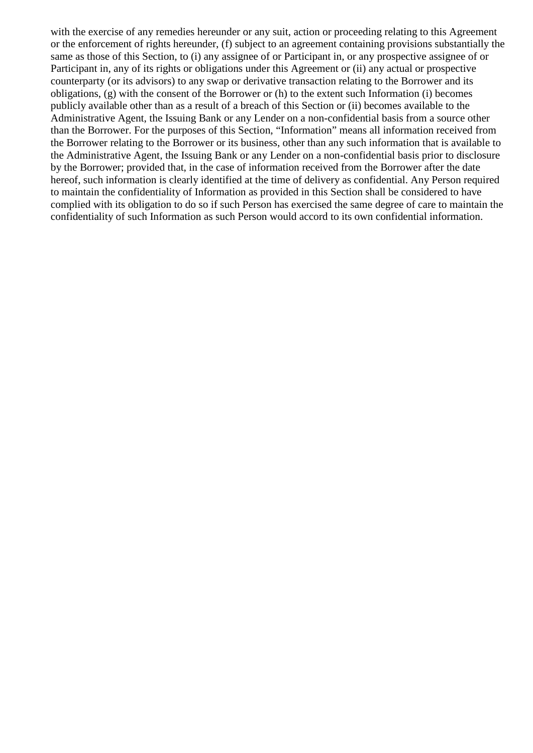with the exercise of any remedies hereunder or any suit, action or proceeding relating to this Agreement or the enforcement of rights hereunder, (f) subject to an agreement containing provisions substantially the same as those of this Section, to (i) any assignee of or Participant in, or any prospective assignee of or Participant in, any of its rights or obligations under this Agreement or (ii) any actual or prospective counterparty (or its advisors) to any swap or derivative transaction relating to the Borrower and its obligations, (g) with the consent of the Borrower or (h) to the extent such Information (i) becomes publicly available other than as a result of a breach of this Section or (ii) becomes available to the Administrative Agent, the Issuing Bank or any Lender on a non-confidential basis from a source other than the Borrower. For the purposes of this Section, "Information" means all information received from the Borrower relating to the Borrower or its business, other than any such information that is available to the Administrative Agent, the Issuing Bank or any Lender on a non-confidential basis prior to disclosure by the Borrower; provided that, in the case of information received from the Borrower after the date hereof, such information is clearly identified at the time of delivery as confidential. Any Person required to maintain the confidentiality of Information as provided in this Section shall be considered to have complied with its obligation to do so if such Person has exercised the same degree of care to maintain the confidentiality of such Information as such Person would accord to its own confidential information.